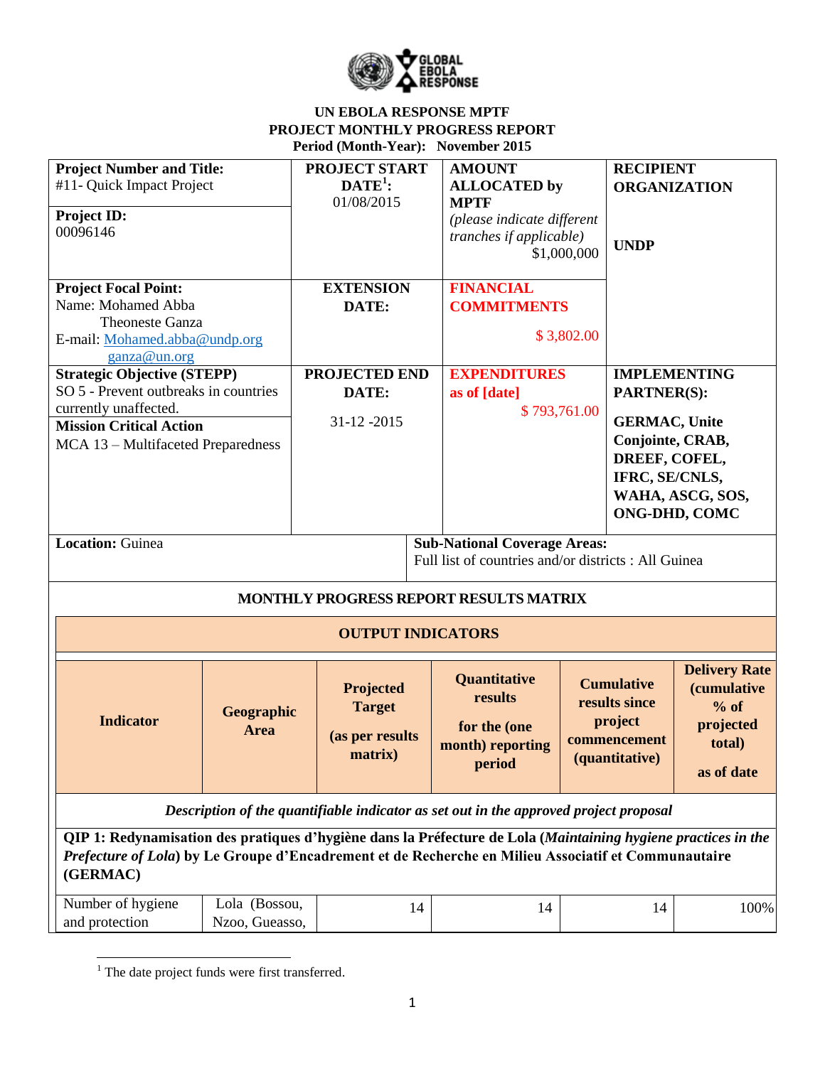**UN EBOLA RESPONSE MPTF**
**PROJECT MONTHLY PROGRESS REPORT**
**Period (Month-Year): November 2015**

| **Project Number and Title:** #11- Quick Impact Project<br><br>**Project ID:** 00096146 | **PROJECT START DATE**[1]**:** 01/08/2015 | **AMOUNT ALLOCATED by MPTF** *(please indicate different tranches if applicable)* $1,000,000 | **RECIPIENT ORGANIZATION**<br><br>**UNDP** |
|---|---|---|---|
| **Project Focal Point:** Name: Mohamed Abba, Theoneste Ganza<br>E-mail: Mohamed.abba@undp.org, ganza@un.org | **EXTENSION DATE:** | **FINANCIAL COMMITMENTS** $ 3,802.00 | |
| **Strategic Objective (STEPP)** SO 5 - Prevent outbreaks in countries currently unaffected.<br>**Mission Critical Action** MCA 13 – Multifaceted Preparedness | **PROJECTED END DATE:** 31-12 -2015 | **EXPENDITURES as of [date]** $ 793,761.00 | **IMPLEMENTING PARTNER(S):**<br>**GERMAC, Unite Conjointe, CRAB, DREEF, COFEL, IFRC, SE/CNLS, WAHA, ASCG, SOS, ONG-DHD, COMC** |
| **Location:** Guinea | | **Sub-National Coverage Areas:** Full list of countries and/or districts : All Guinea | |

## MONTHLY PROGRESS REPORT RESULTS MATRIX

| OUTPUT INDICATORS | | | | | |
|---|---|---|---|---|---|
| **Indicator** | **Geographic Area** | **Projected Target (as per results matrix)** | **Quantitative results for the (one month) reporting period** | **Cumulative results since project commencement (quantitative)** | **Delivery Rate (cumulative % of projected total) as of date** |
| *Description of the quantifiable indicator as set out in the approved project proposal* | | | | | |
| **QIP 1: Redynamisation des pratiques d'hygiène dans la Préfecture de Lola (*Maintaining hygiene practices in the Prefecture of Lola*) by Le Groupe d'Encadrement et de Recherche en Milieu Associatif et Communautaire (GERMAC)** | | | | | |
| Number of hygiene and protection | Lola (Bossou, Nzoo, Gueasso, | 14 | 14 | 14 | 100% |

[1] The date project funds were first transferred.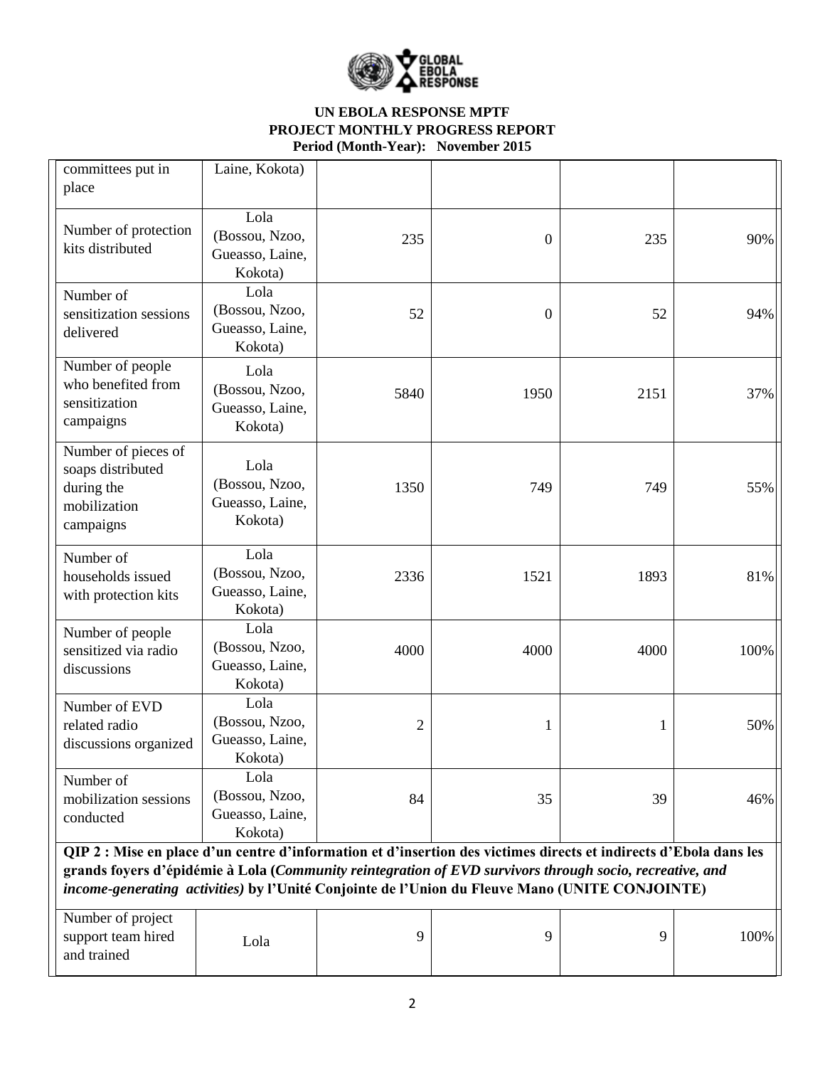| | | | | | |
|---|---|---|---|---|---|
| committees put in place | Laine, Kokota) | | | | |
| Number of protection kits distributed | Lola (Bossou, Nzoo, Gueasso, Laine, Kokota) | 235 | 0 | 235 | 90% |
| Number of sensitization sessions delivered | Lola (Bossou, Nzoo, Gueasso, Laine, Kokota) | 52 | 0 | 52 | 94% |
| Number of people who benefited from sensitization campaigns | Lola (Bossou, Nzoo, Gueasso, Laine, Kokota) | 5840 | 1950 | 2151 | 37% |
| Number of pieces of soaps distributed during the mobilization campaigns | Lola (Bossou, Nzoo, Gueasso, Laine, Kokota) | 1350 | 749 | 749 | 55% |
| Number of households issued with protection kits | Lola (Bossou, Nzoo, Gueasso, Laine, Kokota) | 2336 | 1521 | 1893 | 81% |
| Number of people sensitized via radio discussions | Lola (Bossou, Nzoo, Gueasso, Laine, Kokota) | 4000 | 4000 | 4000 | 100% |
| Number of EVD related radio discussions organized | Lola (Bossou, Nzoo, Gueasso, Laine, Kokota) | 2 | 1 | 1 | 50% |
| Number of mobilization sessions conducted | Lola (Bossou, Nzoo, Gueasso, Laine, Kokota) | 84 | 35 | 39 | 46% |
| **QIP 2 : Mise en place d'un centre d'information et d'insertion des victimes directs et indirects d'Ebola dans les grands foyers d'épidémie à Lola (*Community reintegration of EVD survivors through socio, recreative, and income-generating activities*) by l'Unité Conjointe de l'Union du Fleuve Mano (UNITE CONJOINTE)** | | | | | |
| Number of project support team hired and trained | Lola | 9 | 9 | 9 | 100% |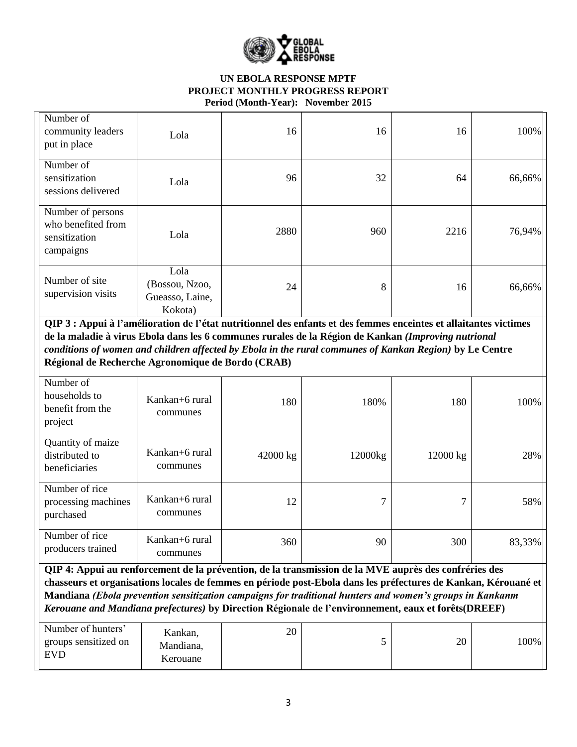| | | | | | |
|---|---|---|---|---|---|
| Number of community leaders put in place | Lola | 16 | 16 | 16 | 100% |
| Number of sensitization sessions delivered | Lola | 96 | 32 | 64 | 66,66% |
| Number of persons who benefited from sensitization campaigns | Lola | 2880 | 960 | 2216 | 76,94% |
| Number of site supervision visits | Lola (Bossou, Nzoo, Gueasso, Laine, Kokota) | 24 | 8 | 16 | 66,66% |
| **QIP 3 : Appui à l'amélioration de l'état nutritionnel des enfants et des femmes enceintes et allaitantes victimes de la maladie à virus Ebola dans les 6 communes rurales de la Région de Kankan** ***(Improving nutrional conditions of women and children affected by Ebola in the rural communes of Kankan Region)*** **by Le Centre Régional de Recherche Agronomique de Bordo (CRAB)** | | | | | |
| Number of households to benefit from the project | Kankan+6 rural communes | 180 | 180% | 180 | 100% |
| Quantity of maize distributed to beneficiaries | Kankan+6 rural communes | 42000 kg | 12000kg | 12000 kg | 28% |
| Number of rice processing machines purchased | Kankan+6 rural communes | 12 | 7 | 7 | 58% |
| Number of rice producers trained | Kankan+6 rural communes | 360 | 90 | 300 | 83,33% |
| **QIP 4: Appui au renforcement de la prévention, de la transmission de la MVE auprès des confréries des chasseurs et organisations locales de femmes en période post-Ebola dans les préfectures de Kankan, Kérouané et Mandiana** ***(Ebola prevention sensitization campaigns for traditional hunters and women's groups in Kankanm Kerouane and Mandiana prefectures)*** **by Direction Régionale de l'environnement, eaux et forêts(DREEF)** | | | | | |
| Number of hunters' groups sensitized on EVD | Kankan, Mandiana, Kerouane | 20 | 5 | 20 | 100% |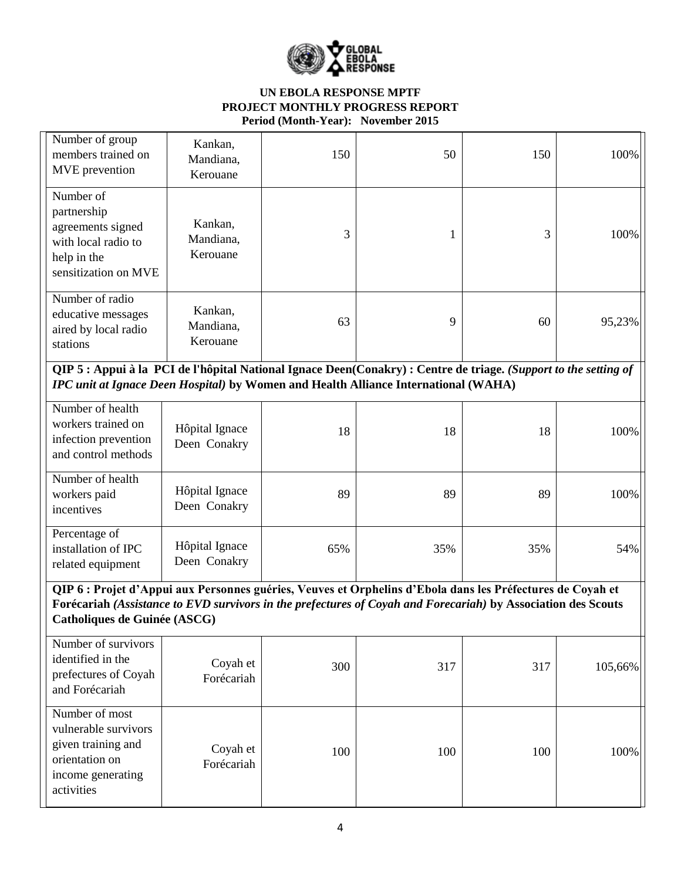# UN EBOLA RESPONSE MPTF
## PROJECT MONTHLY PROGRESS REPORT
**Period (Month-Year): November 2015**

| | | | | | |
|---|---|---|---|---|---|
| Number of group members trained on MVE prevention | Kankan, Mandiana, Kerouane | 150 | 50 | 150 | 100% |
| Number of partnership agreements signed with local radio to help in the sensitization on MVE | Kankan, Mandiana, Kerouane | 3 | 1 | 3 | 100% |
| Number of radio educative messages aired by local radio stations | Kankan, Mandiana, Kerouane | 63 | 9 | 60 | 95,23% |
| **QIP 5 : Appui à la PCI de l'hôpital National Ignace Deen(Conakry) : Centre de triage. *(Support to the setting of IPC unit at Ignace Deen Hospital)* by Women and Health Alliance International (WAHA)** | | | | | |
| Number of health workers trained on infection prevention and control methods | Hôpital Ignace Deen Conakry | 18 | 18 | 18 | 100% |
| Number of health workers paid incentives | Hôpital Ignace Deen Conakry | 89 | 89 | 89 | 100% |
| Percentage of installation of IPC related equipment | Hôpital Ignace Deen Conakry | 65% | 35% | 35% | 54% |
| **QIP 6 : Projet d'Appui aux Personnes guéries, Veuves et Orphelins d'Ebola dans les Préfectures de Coyah et Forécariah *(Assistance to EVD survivors in the prefectures of Coyah and Forecariah)* by Association des Scouts Catholiques de Guinée (ASCG)** | | | | | |
| Number of survivors identified in the prefectures of Coyah and Forécariah | Coyah et Forécariah | 300 | 317 | 317 | 105,66% |
| Number of most vulnerable survivors given training and orientation on income generating activities | Coyah et Forécariah | 100 | 100 | 100 | 100% |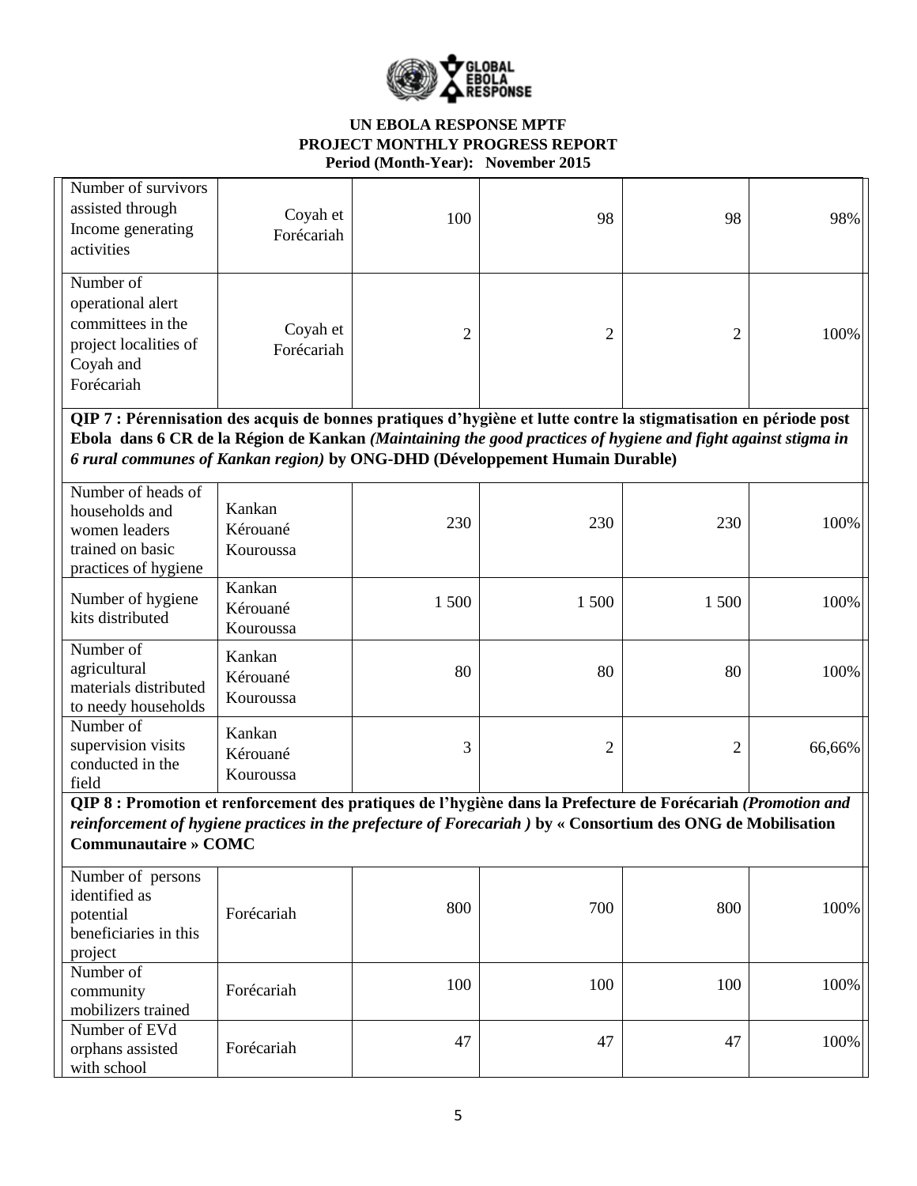| | | | | | |
|---|---|---|---|---|---|
| Number of survivors assisted through Income generating activities | Coyah et Forécariah | 100 | 98 | 98 | 98% |
| Number of operational alert committees in the project localities of Coyah and Forécariah | Coyah et Forécariah | 2 | 2 | 2 | 100% |
| **QIP 7 : Pérennisation des acquis de bonnes pratiques d'hygiène et lutte contre la stigmatisation en période post Ebola dans 6 CR de la Région de Kankan** ***(Maintaining the good practices of hygiene and fight against stigma in 6 rural communes of Kankan region)*** **by ONG-DHD (Développement Humain Durable)** | | | | | |
| Number of heads of households and women leaders trained on basic practices of hygiene | Kankan Kérouané Kouroussa | 230 | 230 | 230 | 100% |
| Number of hygiene kits distributed | Kankan Kérouané Kouroussa | 1 500 | 1 500 | 1 500 | 100% |
| Number of agricultural materials distributed to needy households | Kankan Kérouané Kouroussa | 80 | 80 | 80 | 100% |
| Number of supervision visits conducted in the field | Kankan Kérouané Kouroussa | 3 | 2 | 2 | 66,66% |
| **QIP 8 : Promotion et renforcement des pratiques de l'hygiène dans la Prefecture de Forécariah** ***(Promotion and reinforcement of hygiene practices in the prefecture of Forecariah )*** **by « Consortium des ONG de Mobilisation Communautaire » COMC** | | | | | |
| Number of persons identified as potential beneficiaries in this project | Forécariah | 800 | 700 | 800 | 100% |
| Number of community mobilizers trained | Forécariah | 100 | 100 | 100 | 100% |
| Number of EVd orphans assisted with school | Forécariah | 47 | 47 | 47 | 100% |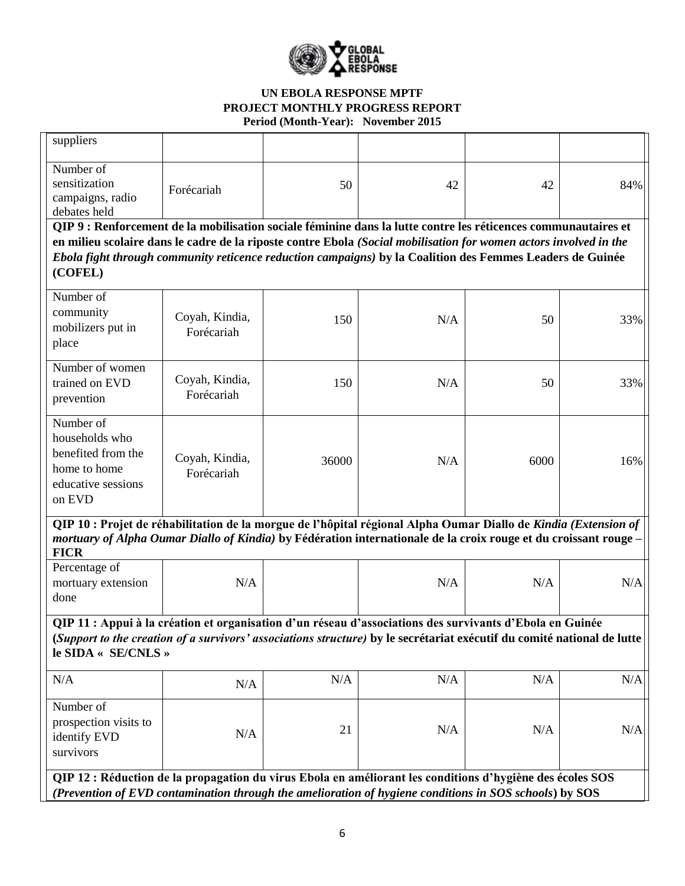| | | | | | |
|---|---|---|---|---|---|
| suppliers | | | | | |
| Number of sensitization campaigns, radio debates held | Forécariah | 50 | 42 | 42 | 84% |
| **QIP 9 : Renforcement de la mobilisation sociale féminine dans la lutte contre les réticences communautaires et en milieu scolaire dans le cadre de la riposte contre Ebola *(Social mobilisation for women actors involved in the Ebola fight through community reticence reduction campaigns)* by la Coalition des Femmes Leaders de Guinée (COFEL)** | | | | | |
| Number of community mobilizers put in place | Coyah, Kindia, Forécariah | 150 | N/A | 50 | 33% |
| Number of women trained on EVD prevention | Coyah, Kindia, Forécariah | 150 | N/A | 50 | 33% |
| Number of households who benefited from the home to home educative sessions on EVD | Coyah, Kindia, Forécariah | 36000 | N/A | 6000 | 16% |
| **QIP 10 : Projet de réhabilitation de la morgue de l'hôpital régional Alpha Oumar Diallo de *Kindia (Extension of mortuary of Alpha Oumar Diallo of Kindia)* by Fédération internationale de la croix rouge et du croissant rouge – FICR** | | | | | |
| Percentage of mortuary extension done | N/A | | N/A | N/A | N/A |
| **QIP 11 : Appui à la création et organisation d'un réseau d'associations des survivants d'Ebola en Guinée (*Support to the creation of a survivors' associations structure)* by le secrétariat exécutif du comité national de lutte le SIDA « SE/CNLS »** | | | | | |
| N/A | N/A | N/A | N/A | N/A | N/A |
| Number of prospection visits to identify EVD survivors | N/A | 21 | N/A | N/A | N/A |
| **QIP 12 : Réduction de la propagation du virus Ebola en améliorant les conditions d'hygiène des écoles SOS *(Prevention of EVD contamination through the amelioration of hygiene conditions in SOS schools*) by SOS** | | | | | |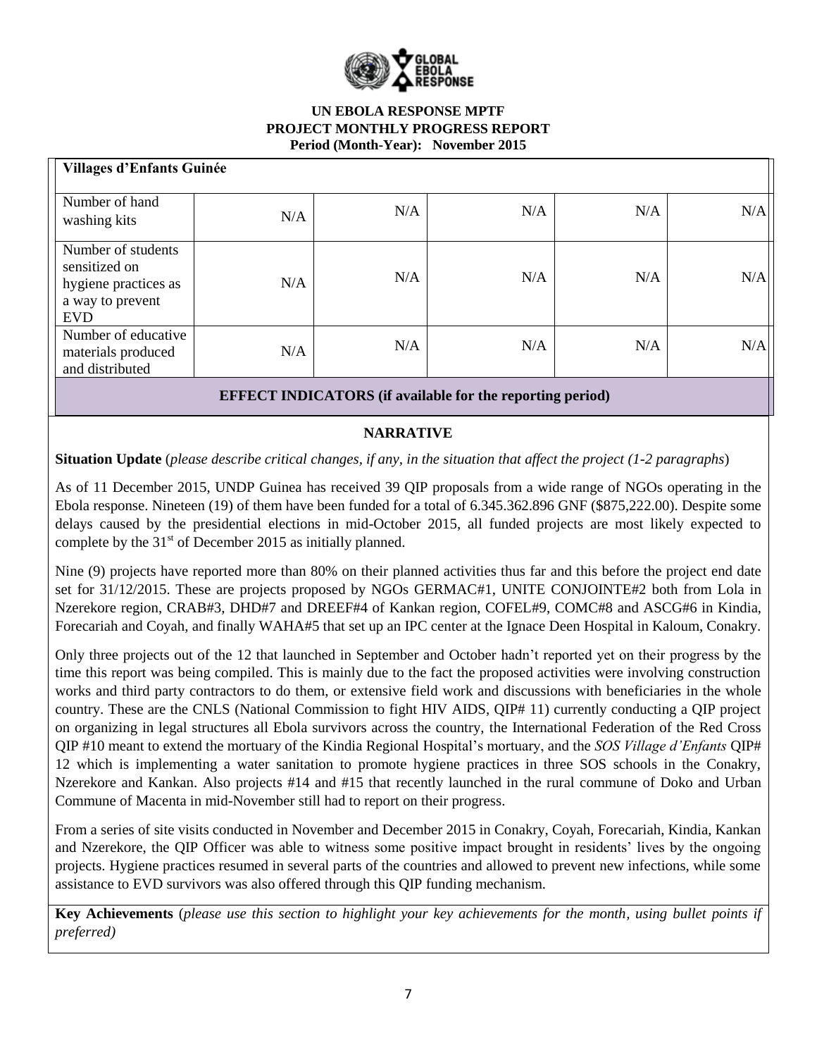**UN EBOLA RESPONSE MPTF**
**PROJECT MONTHLY PROGRESS REPORT**
**Period (Month-Year): November 2015**

| **Villages d'Enfants Guinée** | | | | | |
|---|---|---|---|---|---|
| Number of hand washing kits | N/A | N/A | N/A | N/A | N/A |
| Number of students sensitized on hygiene practices as a way to prevent EVD | N/A | N/A | N/A | N/A | N/A |
| Number of educative materials produced and distributed | N/A | N/A | N/A | N/A | N/A |
| **EFFECT INDICATORS (if available for the reporting period)** | | | | | |

## NARRATIVE

**Situation Update** (*please describe critical changes, if any, in the situation that affect the project (1-2 paragraphs*)

As of 11 December 2015, UNDP Guinea has received 39 QIP proposals from a wide range of NGOs operating in the Ebola response. Nineteen (19) of them have been funded for a total of 6.345.362.896 GNF ($875,222.00). Despite some delays caused by the presidential elections in mid-October 2015, all funded projects are most likely expected to complete by the 31st of December 2015 as initially planned.

Nine (9) projects have reported more than 80% on their planned activities thus far and this before the project end date set for 31/12/2015. These are projects proposed by NGOs GERMAC#1, UNITE CONJOINTE#2 both from Lola in Nzerekore region, CRAB#3, DHD#7 and DREEF#4 of Kankan region, COFEL#9, COMC#8 and ASCG#6 in Kindia, Forecariah and Coyah, and finally WAHA#5 that set up an IPC center at the Ignace Deen Hospital in Kaloum, Conakry.

Only three projects out of the 12 that launched in September and October hadn't reported yet on their progress by the time this report was being compiled. This is mainly due to the fact the proposed activities were involving construction works and third party contractors to do them, or extensive field work and discussions with beneficiaries in the whole country. These are the CNLS (National Commission to fight HIV AIDS, QIP# 11) currently conducting a QIP project on organizing in legal structures all Ebola survivors across the country, the International Federation of the Red Cross QIP #10 meant to extend the mortuary of the Kindia Regional Hospital's mortuary, and the *SOS Village d'Enfants* QIP# 12 which is implementing a water sanitation to promote hygiene practices in three SOS schools in the Conakry, Nzerekore and Kankan. Also projects #14 and #15 that recently launched in the rural commune of Doko and Urban Commune of Macenta in mid-November still had to report on their progress.

From a series of site visits conducted in November and December 2015 in Conakry, Coyah, Forecariah, Kindia, Kankan and Nzerekore, the QIP Officer was able to witness some positive impact brought in residents' lives by the ongoing projects. Hygiene practices resumed in several parts of the countries and allowed to prevent new infections, while some assistance to EVD survivors was also offered through this QIP funding mechanism.

**Key Achievements** (*please use this section to highlight your key achievements for the month, using bullet points if preferred)*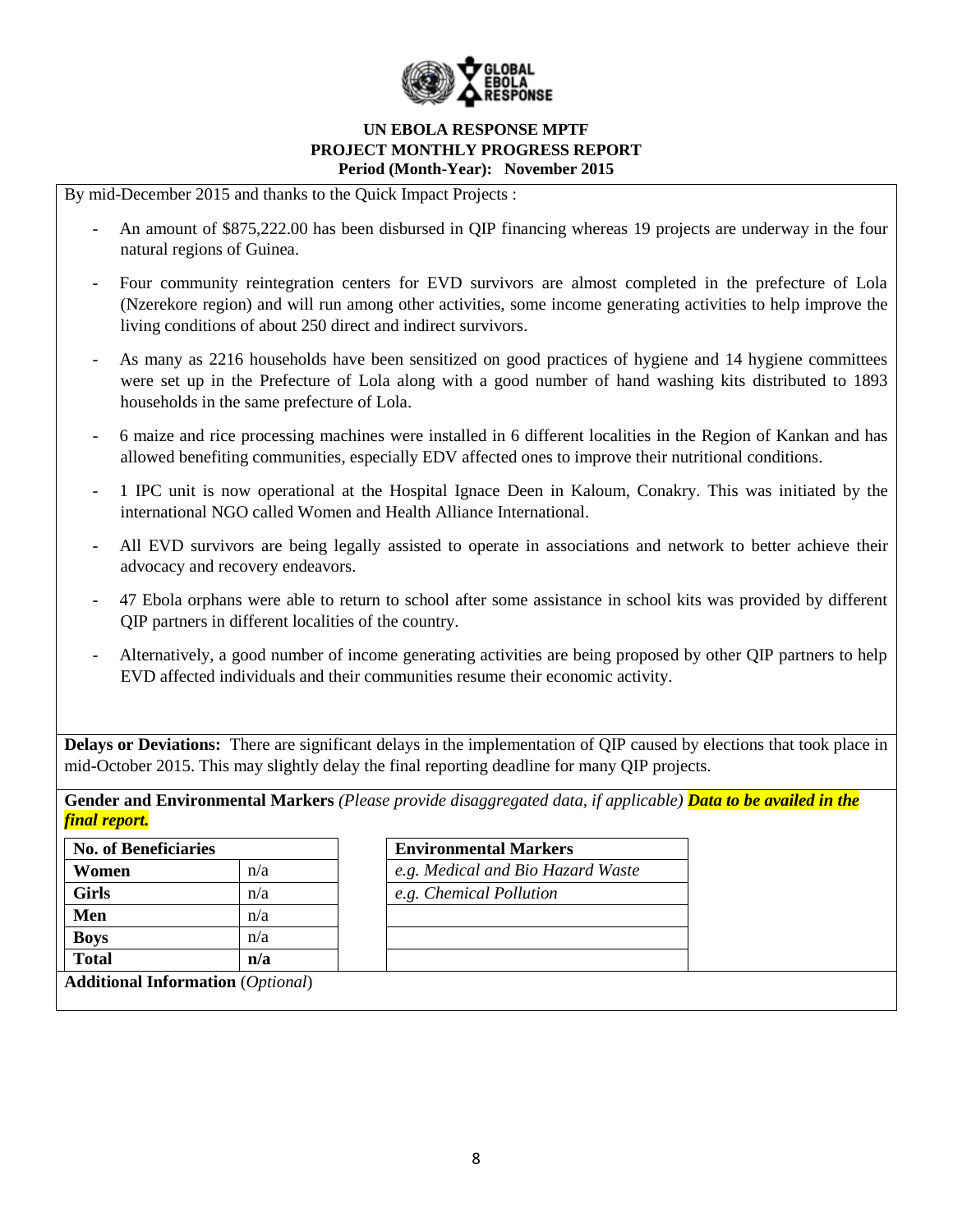**UN EBOLA RESPONSE MPTF**
**PROJECT MONTHLY PROGRESS REPORT**
**Period (Month-Year): November 2015**

By mid-December 2015 and thanks to the Quick Impact Projects :

- An amount of $875,222.00 has been disbursed in QIP financing whereas 19 projects are underway in the four natural regions of Guinea.
- Four community reintegration centers for EVD survivors are almost completed in the prefecture of Lola (Nzerekore region) and will run among other activities, some income generating activities to help improve the living conditions of about 250 direct and indirect survivors.
- As many as 2216 households have been sensitized on good practices of hygiene and 14 hygiene committees were set up in the Prefecture of Lola along with a good number of hand washing kits distributed to 1893 households in the same prefecture of Lola.
- 6 maize and rice processing machines were installed in 6 different localities in the Region of Kankan and has allowed benefiting communities, especially EDV affected ones to improve their nutritional conditions.
- 1 IPC unit is now operational at the Hospital Ignace Deen in Kaloum, Conakry. This was initiated by the international NGO called Women and Health Alliance International.
- All EVD survivors are being legally assisted to operate in associations and network to better achieve their advocacy and recovery endeavors.
- 47 Ebola orphans were able to return to school after some assistance in school kits was provided by different QIP partners in different localities of the country.
- Alternatively, a good number of income generating activities are being proposed by other QIP partners to help EVD affected individuals and their communities resume their economic activity.

**Delays or Deviations:** There are significant delays in the implementation of QIP caused by elections that took place in mid-October 2015. This may slightly delay the final reporting deadline for many QIP projects.

**Gender and Environmental Markers** *(Please provide disaggregated data, if applicable)* ***Data to be availed in the final report.***

| No. of Beneficiaries | |
|---|---|
| **Women** | n/a |
| **Girls** | n/a |
| **Men** | n/a |
| **Boys** | n/a |
| **Total** | **n/a** |

| Environmental Markers |
|---|
| *e.g. Medical and Bio Hazard Waste* |
| *e.g. Chemical Pollution* |
| |
| |
| |

**Additional Information** (*Optional*)